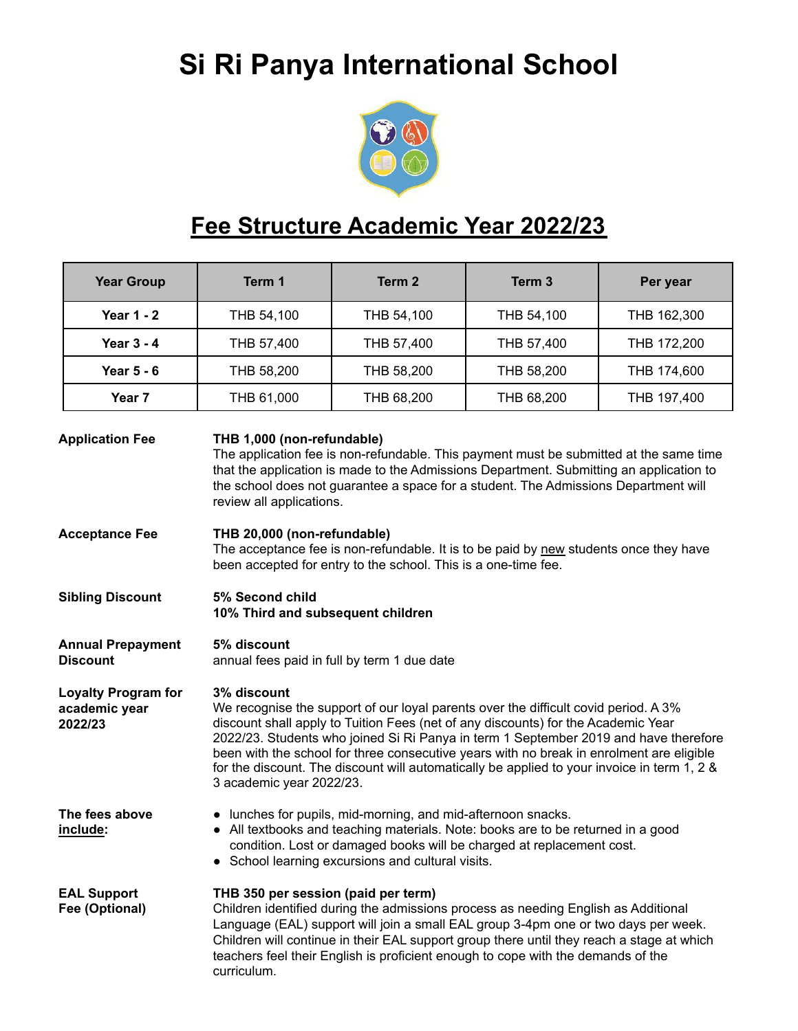# Si Ri Panya International School

## Fee Structure Academic Year 2022/23

| Year Group | Term 1 | Term 2 | Term 3 | Per year |
|---|---|---|---|---|
| **Year 1 - 2** | THB 54,100 | THB 54,100 | THB 54,100 | THB 162,300 |
| **Year 3 - 4** | THB 57,400 | THB 57,400 | THB 57,400 | THB 172,200 |
| **Year 5 - 6** | THB 58,200 | THB 58,200 | THB 58,200 | THB 174,600 |
| **Year 7** | THB 61,000 | THB 68,200 | THB 68,200 | THB 197,400 |

**Application Fee**

**THB 1,000 (non-refundable)**
The application fee is non-refundable. This payment must be submitted at the same time that the application is made to the Admissions Department. Submitting an application to the school does not guarantee a space for a student. The Admissions Department will review all applications.

**Acceptance Fee**

**THB 20,000 (non-refundable)**
The acceptance fee is non-refundable. It is to be paid by new students once they have been accepted for entry to the school. This is a one-time fee.

**Sibling Discount**

**5% Second child**
**10% Third and subsequent children**

**Annual Prepayment Discount**

**5% discount**
annual fees paid in full by term 1 due date

**Loyalty Program for academic year 2022/23**

**3% discount**
We recognise the support of our loyal parents over the difficult covid period. A 3% discount shall apply to Tuition Fees (net of any discounts) for the Academic Year 2022/23. Students who joined Si Ri Panya in term 1 September 2019 and have therefore been with the school for three consecutive years with no break in enrolment are eligible for the discount. The discount will automatically be applied to your invoice in term 1, 2 & 3 academic year 2022/23.

**The fees above include:**

- lunches for pupils, mid-morning, and mid-afternoon snacks.
- All textbooks and teaching materials. Note: books are to be returned in a good condition. Lost or damaged books will be charged at replacement cost.
- School learning excursions and cultural visits.

**EAL Support Fee (Optional)**

**THB 350 per session (paid per term)**
Children identified during the admissions process as needing English as Additional Language (EAL) support will join a small EAL group 3-4pm one or two days per week. Children will continue in their EAL support group there until they reach a stage at which teachers feel their English is proficient enough to cope with the demands of the curriculum.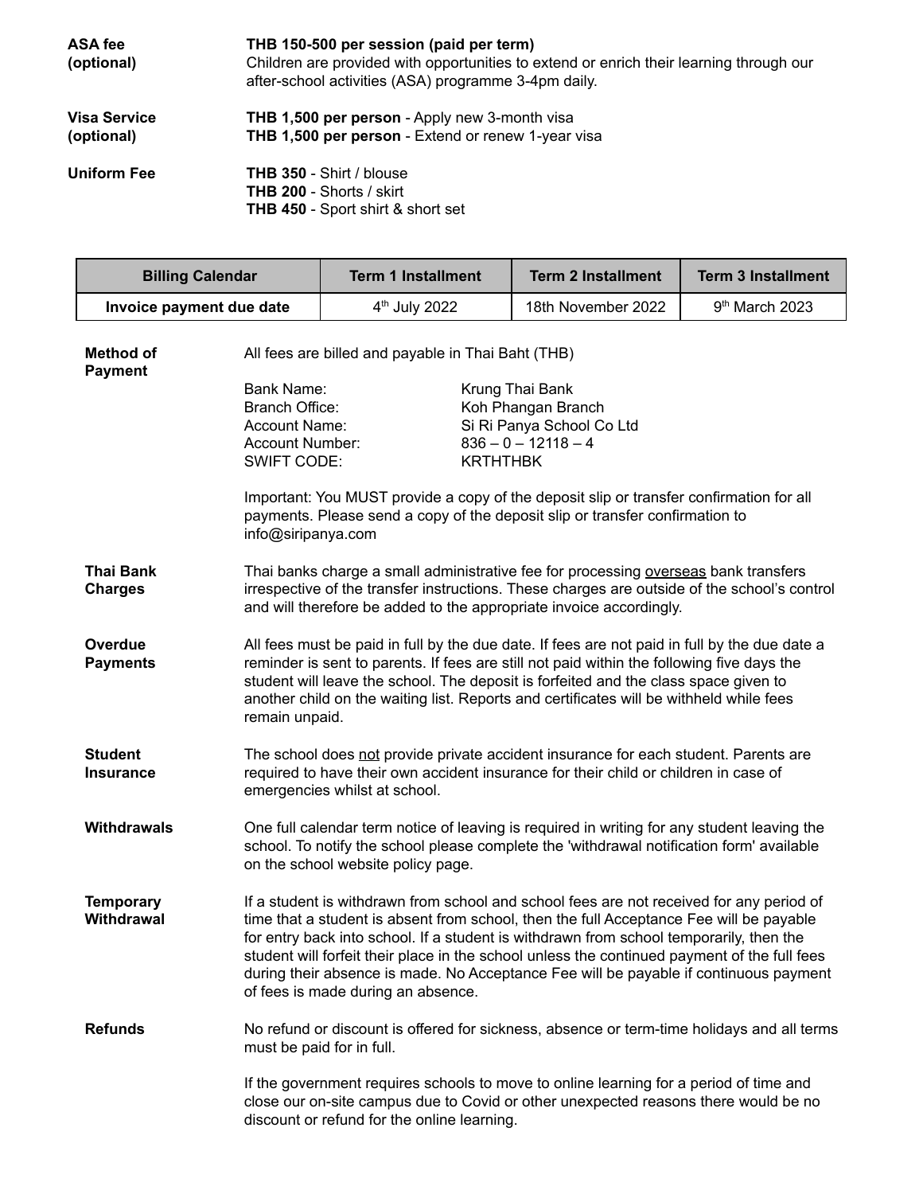**ASA fee (optional)** — **THB 150-500 per session (paid per term)**
Children are provided with opportunities to extend or enrich their learning through our after-school activities (ASA) programme 3-4pm daily.

**Visa Service (optional)** — **THB 1,500 per person** - Apply new 3-month visa
**THB 1,500 per person** - Extend or renew 1-year visa

**Uniform Fee** — **THB 350** - Shirt / blouse
**THB 200** - Shorts / skirt
**THB 450** - Sport shirt & short set

| Billing Calendar | Term 1 Installment | Term 2 Installment | Term 3 Installment |
|---|---|---|---|
| **Invoice payment due date** | 4th July 2022 | 18th November 2022 | 9th March 2023 |

**Method of Payment**

All fees are billed and payable in Thai Baht (THB)

Bank Name: Krung Thai Bank
Branch Office: Koh Phangan Branch
Account Name: Si Ri Panya School Co Ltd
Account Number: 836 – 0 – 12118 – 4
SWIFT CODE: KRTHTHBK

Important: You MUST provide a copy of the deposit slip or transfer confirmation for all payments. Please send a copy of the deposit slip or transfer confirmation to info@siripanya.com

**Thai Bank Charges**

Thai banks charge a small administrative fee for processing overseas bank transfers irrespective of the transfer instructions. These charges are outside of the school's control and will therefore be added to the appropriate invoice accordingly.

**Overdue Payments**

All fees must be paid in full by the due date. If fees are not paid in full by the due date a reminder is sent to parents. If fees are still not paid within the following five days the student will leave the school. The deposit is forfeited and the class space given to another child on the waiting list. Reports and certificates will be withheld while fees remain unpaid.

**Student Insurance**

The school does not provide private accident insurance for each student. Parents are required to have their own accident insurance for their child or children in case of emergencies whilst at school.

**Withdrawals**

One full calendar term notice of leaving is required in writing for any student leaving the school. To notify the school please complete the 'withdrawal notification form' available on the school website policy page.

**Temporary Withdrawal**

If a student is withdrawn from school and school fees are not received for any period of time that a student is absent from school, then the full Acceptance Fee will be payable for entry back into school. If a student is withdrawn from school temporarily, then the student will forfeit their place in the school unless the continued payment of the full fees during their absence is made. No Acceptance Fee will be payable if continuous payment of fees is made during an absence.

**Refunds**

No refund or discount is offered for sickness, absence or term-time holidays and all terms must be paid for in full.

If the government requires schools to move to online learning for a period of time and close our on-site campus due to Covid or other unexpected reasons there would be no discount or refund for the online learning.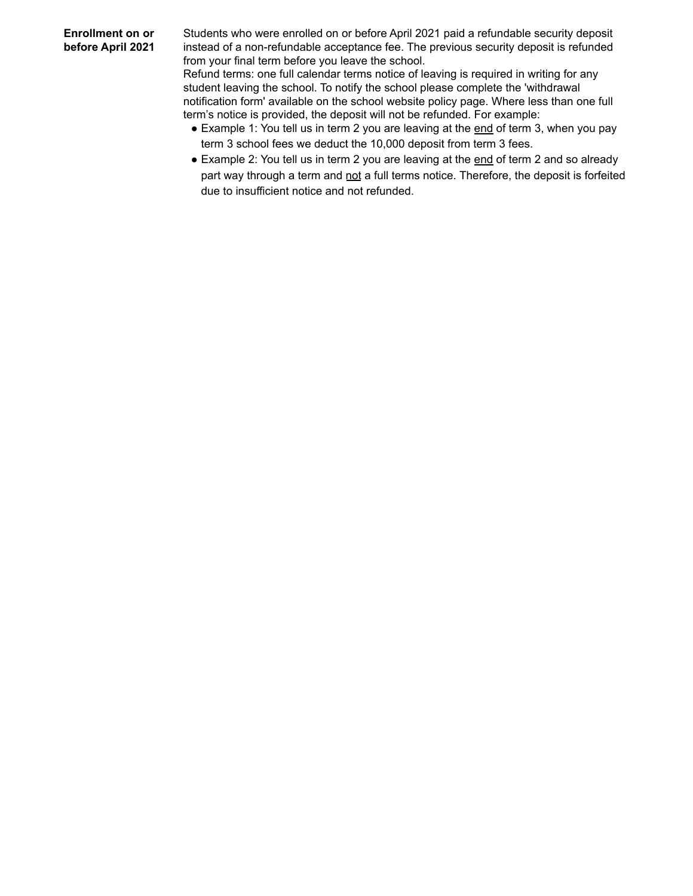| | |
|---|---|
| **Enrollment on or before April 2021** | Students who were enrolled on or before April 2021 paid a refundable security deposit instead of a non-refundable acceptance fee. The previous security deposit is refunded from your final term before you leave the school.<br>Refund terms: one full calendar terms notice of leaving is required in writing for any student leaving the school. To notify the school please complete the 'withdrawal notification form' available on the school website policy page. Where less than one full term's notice is provided, the deposit will not be refunded. For example:<br>● Example 1: You tell us in term 2 you are leaving at the <u>end</u> of term 3, when you pay term 3 school fees we deduct the 10,000 deposit from term 3 fees.<br>● Example 2: You tell us in term 2 you are leaving at the <u>end</u> of term 2 and so already part way through a term and <u>not</u> a full terms notice. Therefore, the deposit is forfeited due to insufficient notice and not refunded. |